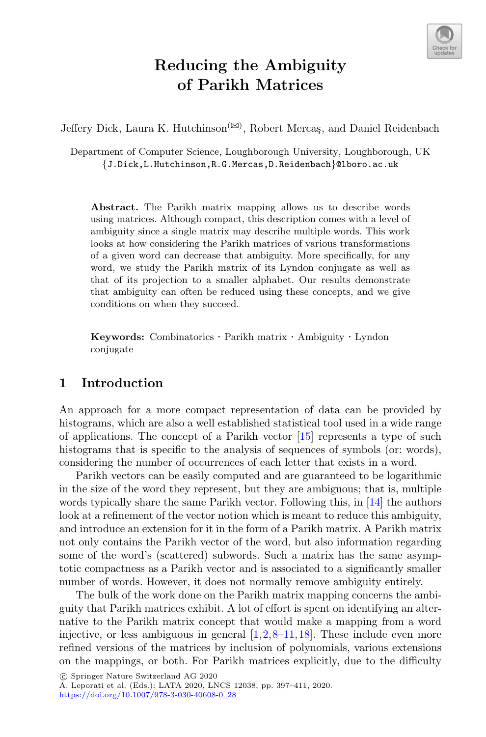# Reducing the Ambiguity of Parikh Matrices

Jeffery Dick, Laura K. Hutchinson(✉), Robert Mercaş, and Daniel Reidenbach

Department of Computer Science, Loughborough University, Loughborough, UK
{J.Dick,L.Hutchinson,R.G.Mercas,D.Reidenbach}@lboro.ac.uk

**Abstract.** The Parikh matrix mapping allows us to describe words using matrices. Although compact, this description comes with a level of ambiguity since a single matrix may describe multiple words. This work looks at how considering the Parikh matrices of various transformations of a given word can decrease that ambiguity. More specifically, for any word, we study the Parikh matrix of its Lyndon conjugate as well as that of its projection to a smaller alphabet. Our results demonstrate that ambiguity can often be reduced using these concepts, and we give conditions on when they succeed.

**Keywords:** Combinatorics · Parikh matrix · Ambiguity · Lyndon conjugate

## 1 Introduction

An approach for a more compact representation of data can be provided by histograms, which are also a well established statistical tool used in a wide range of applications. The concept of a Parikh vector [15] represents a type of such histograms that is specific to the analysis of sequences of symbols (or: words), considering the number of occurrences of each letter that exists in a word.

Parikh vectors can be easily computed and are guaranteed to be logarithmic in the size of the word they represent, but they are ambiguous; that is, multiple words typically share the same Parikh vector. Following this, in [14] the authors look at a refinement of the vector notion which is meant to reduce this ambiguity, and introduce an extension for it in the form of a Parikh matrix. A Parikh matrix not only contains the Parikh vector of the word, but also information regarding some of the word's (scattered) subwords. Such a matrix has the same asymptotic compactness as a Parikh vector and is associated to a significantly smaller number of words. However, it does not normally remove ambiguity entirely.

The bulk of the work done on the Parikh matrix mapping concerns the ambiguity that Parikh matrices exhibit. A lot of effort is spent on identifying an alternative to the Parikh matrix concept that would make a mapping from a word injective, or less ambiguous in general [1,2,8–11,18]. These include even more refined versions of the matrices by inclusion of polynomials, various extensions on the mappings, or both. For Parikh matrices explicitly, due to the difficulty

© Springer Nature Switzerland AG 2020
A. Leporati et al. (Eds.): LATA 2020, LNCS 12038, pp. 397–411, 2020.
https://doi.org/10.1007/978-3-030-40608-0_28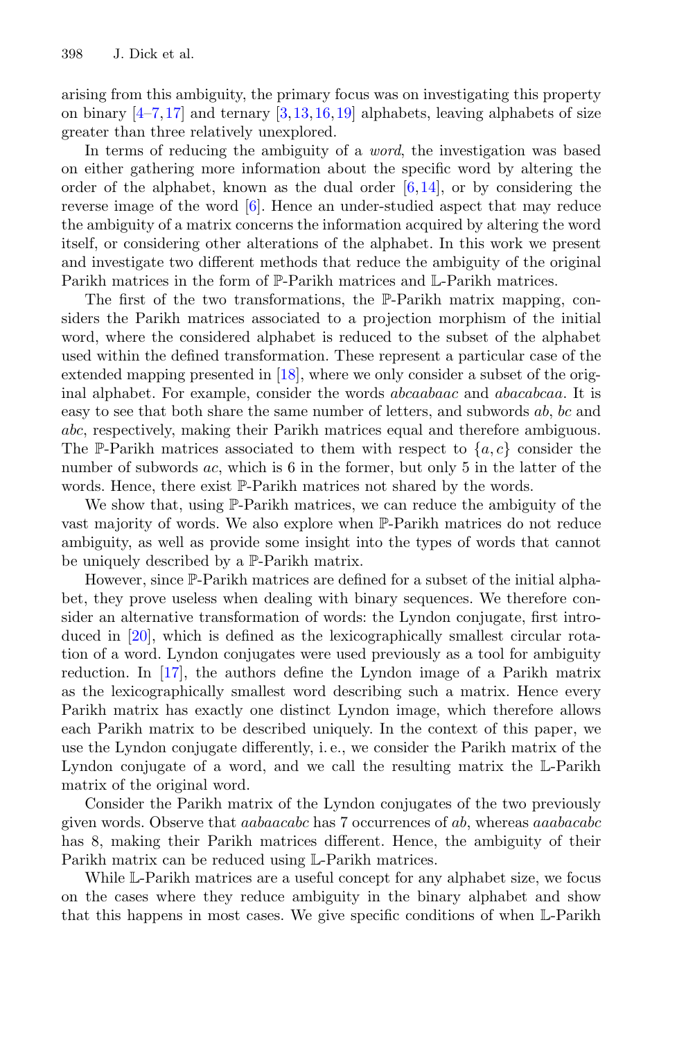arising from this ambiguity, the primary focus was on investigating this property on binary [4–7,17] and ternary [3,13,16,19] alphabets, leaving alphabets of size greater than three relatively unexplored.

In terms of reducing the ambiguity of a *word*, the investigation was based on either gathering more information about the specific word by altering the order of the alphabet, known as the dual order [6,14], or by considering the reverse image of the word [6]. Hence an under-studied aspect that may reduce the ambiguity of a matrix concerns the information acquired by altering the word itself, or considering other alterations of the alphabet. In this work we present and investigate two different methods that reduce the ambiguity of the original Parikh matrices in the form of $\mathbb{P}$-Parikh matrices and $\mathbb{L}$-Parikh matrices.

The first of the two transformations, the $\mathbb{P}$-Parikh matrix mapping, considers the Parikh matrices associated to a projection morphism of the initial word, where the considered alphabet is reduced to the subset of the alphabet used within the defined transformation. These represent a particular case of the extended mapping presented in [18], where we only consider a subset of the original alphabet. For example, consider the words *abcaabaac* and *abacabcaa*. It is easy to see that both share the same number of letters, and subwords *ab*, *bc* and *abc*, respectively, making their Parikh matrices equal and therefore ambiguous. The $\mathbb{P}$-Parikh matrices associated to them with respect to $\{a, c\}$ consider the number of subwords *ac*, which is 6 in the former, but only 5 in the latter of the words. Hence, there exist $\mathbb{P}$-Parikh matrices not shared by the words.

We show that, using $\mathbb{P}$-Parikh matrices, we can reduce the ambiguity of the vast majority of words. We also explore when $\mathbb{P}$-Parikh matrices do not reduce ambiguity, as well as provide some insight into the types of words that cannot be uniquely described by a $\mathbb{P}$-Parikh matrix.

However, since $\mathbb{P}$-Parikh matrices are defined for a subset of the initial alphabet, they prove useless when dealing with binary sequences. We therefore consider an alternative transformation of words: the Lyndon conjugate, first introduced in [20], which is defined as the lexicographically smallest circular rotation of a word. Lyndon conjugates were used previously as a tool for ambiguity reduction. In [17], the authors define the Lyndon image of a Parikh matrix as the lexicographically smallest word describing such a matrix. Hence every Parikh matrix has exactly one distinct Lyndon image, which therefore allows each Parikh matrix to be described uniquely. In the context of this paper, we use the Lyndon conjugate differently, i. e., we consider the Parikh matrix of the Lyndon conjugate of a word, and we call the resulting matrix the $\mathbb{L}$-Parikh matrix of the original word.

Consider the Parikh matrix of the Lyndon conjugates of the two previously given words. Observe that *aabaacabc* has 7 occurrences of *ab*, whereas *aaabacabc* has 8, making their Parikh matrices different. Hence, the ambiguity of their Parikh matrix can be reduced using $\mathbb{L}$-Parikh matrices.

While $\mathbb{L}$-Parikh matrices are a useful concept for any alphabet size, we focus on the cases where they reduce ambiguity in the binary alphabet and show that this happens in most cases. We give specific conditions of when $\mathbb{L}$-Parikh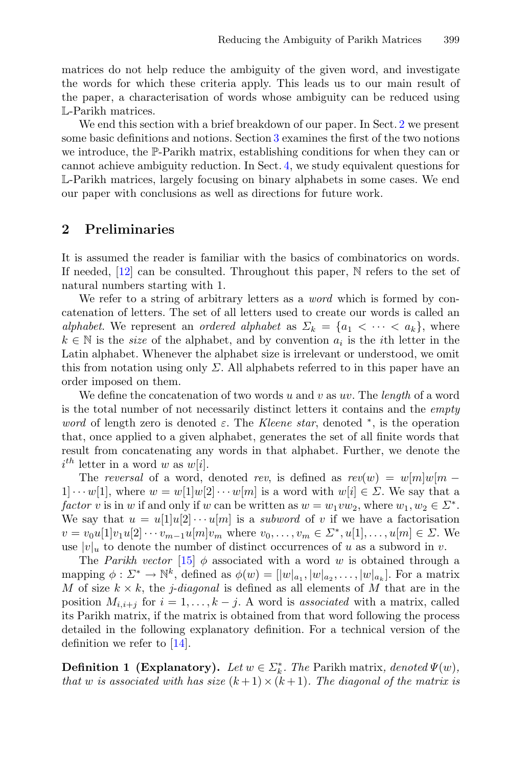matrices do not help reduce the ambiguity of the given word, and investigate the words for which these criteria apply. This leads us to our main result of the paper, a characterisation of words whose ambiguity can be reduced using $\mathbb{L}$-Parikh matrices.

We end this section with a brief breakdown of our paper. In Sect. 2 we present some basic definitions and notions. Section 3 examines the first of the two notions we introduce, the $\mathbb{P}$-Parikh matrix, establishing conditions for when they can or cannot achieve ambiguity reduction. In Sect. 4, we study equivalent questions for $\mathbb{L}$-Parikh matrices, largely focusing on binary alphabets in some cases. We end our paper with conclusions as well as directions for future work.

## 2 Preliminaries

It is assumed the reader is familiar with the basics of combinatorics on words. If needed, [12] can be consulted. Throughout this paper, $\mathbb{N}$ refers to the set of natural numbers starting with 1.

We refer to a string of arbitrary letters as a *word* which is formed by concatenation of letters. The set of all letters used to create our words is called an *alphabet*. We represent an *ordered alphabet* as $\Sigma_k = \{a_1 < \cdots < a_k\}$, where $k \in \mathbb{N}$ is the *size* of the alphabet, and by convention $a_i$ is the $i$th letter in the Latin alphabet. Whenever the alphabet size is irrelevant or understood, we omit this from notation using only $\Sigma$. All alphabets referred to in this paper have an order imposed on them.

We define the concatenation of two words $u$ and $v$ as $uv$. The *length* of a word is the total number of not necessarily distinct letters it contains and the *empty word* of length zero is denoted $\varepsilon$. The *Kleene star*, denoted $^*$, is the operation that, once applied to a given alphabet, generates the set of all finite words that result from concatenating any words in that alphabet. Further, we denote the $i^{th}$ letter in a word $w$ as $w[i]$.

The *reversal* of a word, denoted *rev*, is defined as $rev(w) = w[m]w[m-1]\cdots w[1]$, where $w = w[1]w[2]\cdots w[m]$ is a word with $w[i] \in \Sigma$. We say that a *factor* $v$ is in $w$ if and only if $w$ can be written as $w = w_1 v w_2$, where $w_1, w_2 \in \Sigma^*$. We say that $u = u[1]u[2]\cdots u[m]$ is a *subword* of $v$ if we have a factorisation $v = v_0 u[1] v_1 u[2] \cdots v_{m-1} u[m] v_m$ where $v_0, \ldots, v_m \in \Sigma^*, u[1], \ldots, u[m] \in \Sigma$. We use $|v|_u$ to denote the number of distinct occurrences of $u$ as a subword in $v$.

The *Parikh vector* [15] $\phi$ associated with a word $w$ is obtained through a mapping $\phi : \Sigma^* \to \mathbb{N}^k$, defined as $\phi(w) = [|w|_{a_1}, |w|_{a_2}, \ldots, |w|_{a_k}]$. For a matrix $M$ of size $k \times k$, the *j-diagonal* is defined as all elements of $M$ that are in the position $M_{i,i+j}$ for $i = 1, \ldots, k-j$. A word is *associated* with a matrix, called its Parikh matrix, if the matrix is obtained from that word following the process detailed in the following explanatory definition. For a technical version of the definition we refer to [14].

**Definition 1 (Explanatory).** *Let $w \in \Sigma_k^*$. The* Parikh matrix*, denoted $\Psi(w)$, that $w$ is associated with has size $(k+1) \times (k+1)$. The diagonal of the matrix is*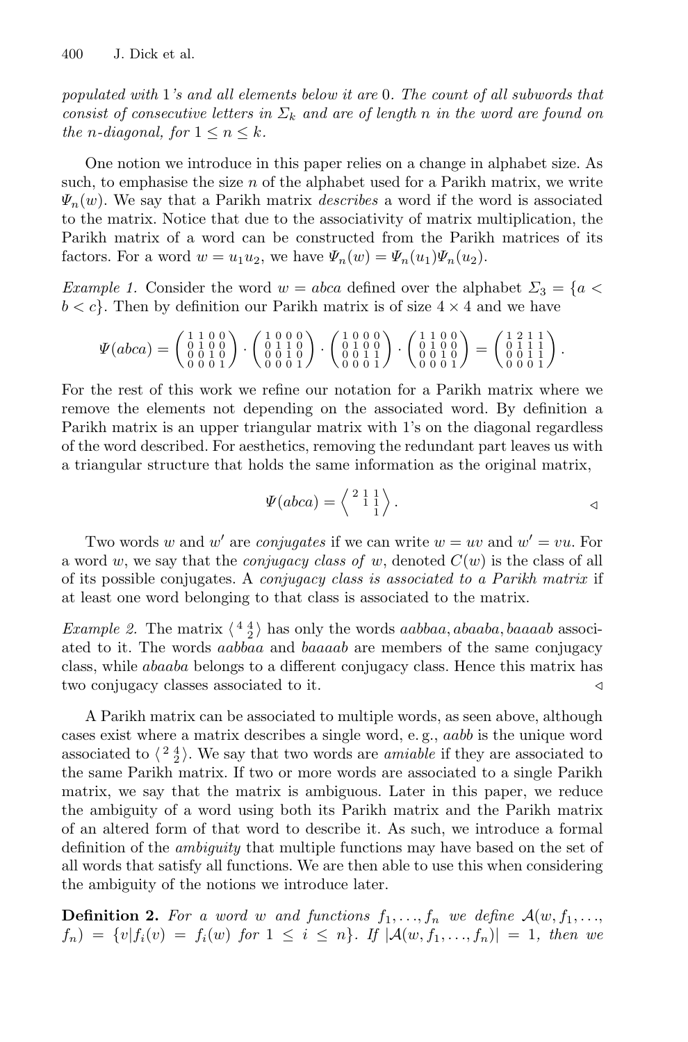*populated with* 1*'s and all elements below it are* 0*. The count of all subwords that consist of consecutive letters in* $\Sigma_k$ *and are of length* $n$ *in the word are found on the* $n$*-diagonal, for* $1 \leq n \leq k$*.*

One notion we introduce in this paper relies on a change in alphabet size. As such, to emphasise the size $n$ of the alphabet used for a Parikh matrix, we write $\Psi_n(w)$. We say that a Parikh matrix *describes* a word if the word is associated to the matrix. Notice that due to the associativity of matrix multiplication, the Parikh matrix of a word can be constructed from the Parikh matrices of its factors. For a word $w = u_1u_2$, we have $\Psi_n(w) = \Psi_n(u_1)\Psi_n(u_2)$.

*Example 1.* Consider the word $w = abca$ defined over the alphabet $\Sigma_3 = \{a < b < c\}$. Then by definition our Parikh matrix is of size $4 \times 4$ and we have

$$\Psi(abca) = \begin{pmatrix} 1&1&0&0\\ 0&1&0&0\\ 0&0&1&0\\ 0&0&0&1 \end{pmatrix} \cdot \begin{pmatrix} 1&0&0&0\\ 0&1&1&0\\ 0&0&1&0\\ 0&0&0&1 \end{pmatrix} \cdot \begin{pmatrix} 1&0&0&0\\ 0&1&0&0\\ 0&0&1&1\\ 0&0&0&1 \end{pmatrix} \cdot \begin{pmatrix} 1&1&0&0\\ 0&1&0&0\\ 0&0&1&0\\ 0&0&0&1 \end{pmatrix} = \begin{pmatrix} 1&2&1&1\\ 0&1&1&1\\ 0&0&1&1\\ 0&0&0&1 \end{pmatrix}.$$

For the rest of this work we refine our notation for a Parikh matrix where we remove the elements not depending on the associated word. By definition a Parikh matrix is an upper triangular matrix with 1's on the diagonal regardless of the word described. For aesthetics, removing the redundant part leaves us with a triangular structure that holds the same information as the original matrix,

$$\Psi(abca) = \left\langle \begin{smallmatrix} 2 & 1 & 1 \\ & 1 & 1 \\ & & 1 \end{smallmatrix} \right\rangle. \qquad \triangleleft$$

Two words $w$ and $w'$ are *conjugates* if we can write $w = uv$ and $w' = vu$. For a word $w$, we say that the *conjugacy class of* $w$, denoted $C(w)$ is the class of all of its possible conjugates. A *conjugacy class is associated to a Parikh matrix* if at least one word belonging to that class is associated to the matrix.

*Example 2.* The matrix $\langle \begin{smallmatrix} 4 & 4 \\ & 2 \end{smallmatrix} \rangle$ has only the words $aabbaa, abaaba, baaaab$ associated to it. The words $aabbaa$ and $baaaab$ are members of the same conjugacy class, while $abaaba$ belongs to a different conjugacy class. Hence this matrix has two conjugacy classes associated to it. $\triangleleft$

A Parikh matrix can be associated to multiple words, as seen above, although cases exist where a matrix describes a single word, e. g., $aabb$ is the unique word associated to $\langle \begin{smallmatrix} 2 & 4 \\ & 2 \end{smallmatrix} \rangle$. We say that two words are *amiable* if they are associated to the same Parikh matrix. If two or more words are associated to a single Parikh matrix, we say that the matrix is ambiguous. Later in this paper, we reduce the ambiguity of a word using both its Parikh matrix and the Parikh matrix of an altered form of that word to describe it. As such, we introduce a formal definition of the *ambiguity* that multiple functions may have based on the set of all words that satisfy all functions. We are then able to use this when considering the ambiguity of the notions we introduce later.

**Definition 2.** *For a word* $w$ *and functions* $f_1, \ldots, f_n$ *we define* $\mathcal{A}(w, f_1, \ldots, f_n) = \{v | f_i(v) = f_i(w) \text{ for } 1 \leq i \leq n\}$*. If* $|\mathcal{A}(w, f_1, \ldots, f_n)| = 1$*, then we*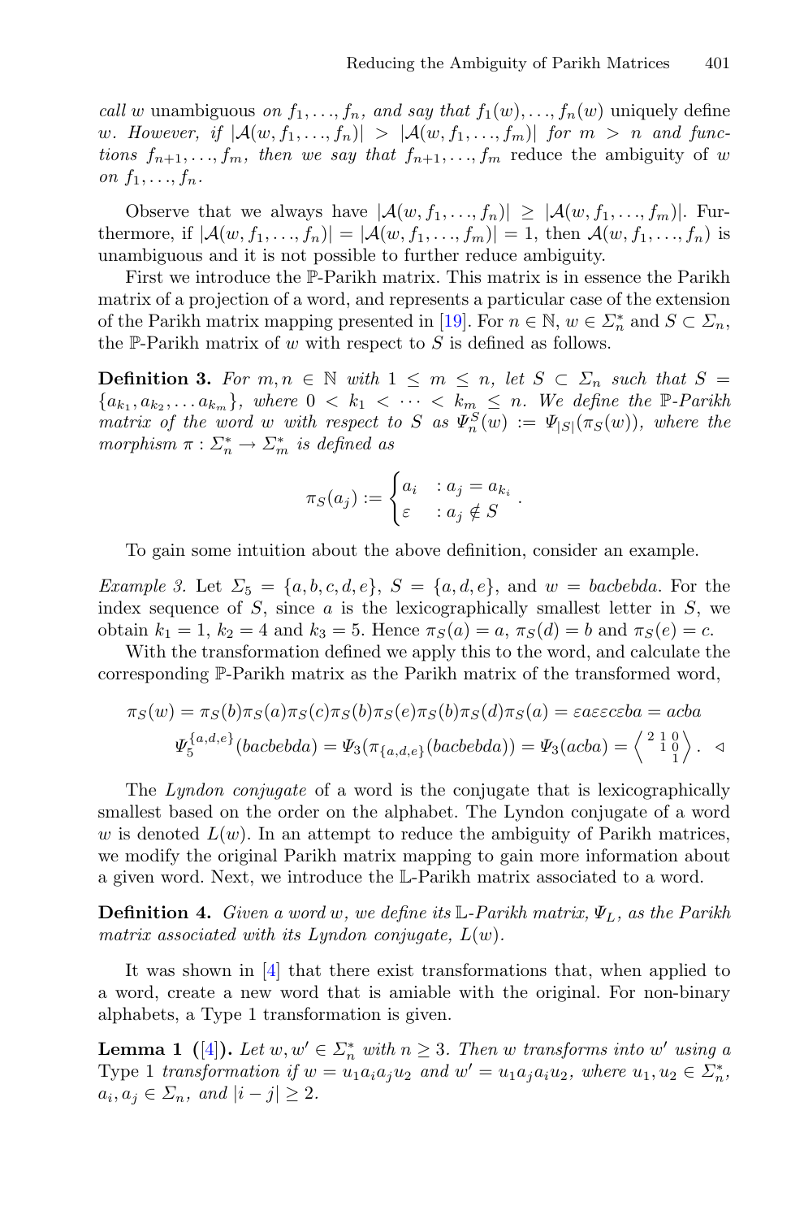*call* $w$ unambiguous *on* $f_1, \ldots, f_n$*, and say that* $f_1(w), \ldots, f_n(w)$ *uniquely define* $w$*. However, if* $|\mathcal{A}(w, f_1, \ldots, f_n)| > |\mathcal{A}(w, f_1, \ldots, f_m)|$ *for* $m > n$ *and functions* $f_{n+1}, \ldots, f_m$*, then we say that* $f_{n+1}, \ldots, f_m$ reduce the ambiguity of $w$ *on* $f_1, \ldots, f_n$*.*

Observe that we always have $|\mathcal{A}(w, f_1, \ldots, f_n)| \geq |\mathcal{A}(w, f_1, \ldots, f_m)|$. Furthermore, if $|\mathcal{A}(w, f_1, \ldots, f_n)| = |\mathcal{A}(w, f_1, \ldots, f_m)| = 1$, then $\mathcal{A}(w, f_1, \ldots, f_n)$ is unambiguous and it is not possible to further reduce ambiguity.

First we introduce the $\mathbb{P}$-Parikh matrix. This matrix is in essence the Parikh matrix of a projection of a word, and represents a particular case of the extension of the Parikh matrix mapping presented in [19]. For $n \in \mathbb{N}$, $w \in \Sigma_n^*$ and $S \subset \Sigma_n$, the $\mathbb{P}$-Parikh matrix of $w$ with respect to $S$ is defined as follows.

**Definition 3.** *For* $m, n \in \mathbb{N}$ *with* $1 \leq m \leq n$*, let* $S \subset \Sigma_n$ *such that* $S = \{a_{k_1}, a_{k_2}, \ldots a_{k_m}\}$*, where* $0 < k_1 < \cdots < k_m \leq n$*. We define the* $\mathbb{P}$*-Parikh matrix of the word* $w$ *with respect to* $S$ *as* $\Psi_n^S(w) := \Psi_{|S|}(\pi_S(w))$*, where the morphism* $\pi : \Sigma_n^* \to \Sigma_m^*$ *is defined as*

$$\pi_S(a_j) := \begin{cases} a_i & : a_j = a_{k_i} \\ \varepsilon & : a_j \notin S \end{cases}.$$

To gain some intuition about the above definition, consider an example.

*Example 3.* Let $\Sigma_5 = \{a, b, c, d, e\}$, $S = \{a, d, e\}$, and $w = bacbebda$. For the index sequence of $S$, since $a$ is the lexicographically smallest letter in $S$, we obtain $k_1 = 1$, $k_2 = 4$ and $k_3 = 5$. Hence $\pi_S(a) = a$, $\pi_S(d) = b$ and $\pi_S(e) = c$.

With the transformation defined we apply this to the word, and calculate the corresponding $\mathbb{P}$-Parikh matrix as the Parikh matrix of the transformed word,

$$\pi_S(w) = \pi_S(b)\pi_S(a)\pi_S(c)\pi_S(b)\pi_S(e)\pi_S(b)\pi_S(d)\pi_S(a) = \varepsilon a \varepsilon \varepsilon c \varepsilon ba = acba$$

$$\Psi_5^{\{a,d,e\}}(bacbebda) = \Psi_3(\pi_{\{a,d,e\}}(bacbebda)) = \Psi_3(acba) = \left\langle \begin{smallmatrix} 2 & 1 & 0 \\ & 1 & 0 \\ & & 1 \end{smallmatrix} \right\rangle. \quad \triangleleft$$

The *Lyndon conjugate* of a word is the conjugate that is lexicographically smallest based on the order on the alphabet. The Lyndon conjugate of a word $w$ is denoted $L(w)$. In an attempt to reduce the ambiguity of Parikh matrices, we modify the original Parikh matrix mapping to gain more information about a given word. Next, we introduce the $\mathbb{L}$-Parikh matrix associated to a word.

**Definition 4.** *Given a word* $w$*, we define its* $\mathbb{L}$*-Parikh matrix,* $\Psi_L$*, as the Parikh matrix associated with its Lyndon conjugate,* $L(w)$*.*

It was shown in [4] that there exist transformations that, when applied to a word, create a new word that is amiable with the original. For non-binary alphabets, a Type 1 transformation is given.

**Lemma 1 ([4]).** *Let* $w, w' \in \Sigma_n^*$ *with* $n \geq 3$*. Then* $w$ *transforms into* $w'$ *using a* Type 1 *transformation if* $w = u_1 a_i a_j u_2$ *and* $w' = u_1 a_j a_i u_2$*, where* $u_1, u_2 \in \Sigma_n^*$*,* $a_i, a_j \in \Sigma_n$*, and* $|i - j| \geq 2$*.*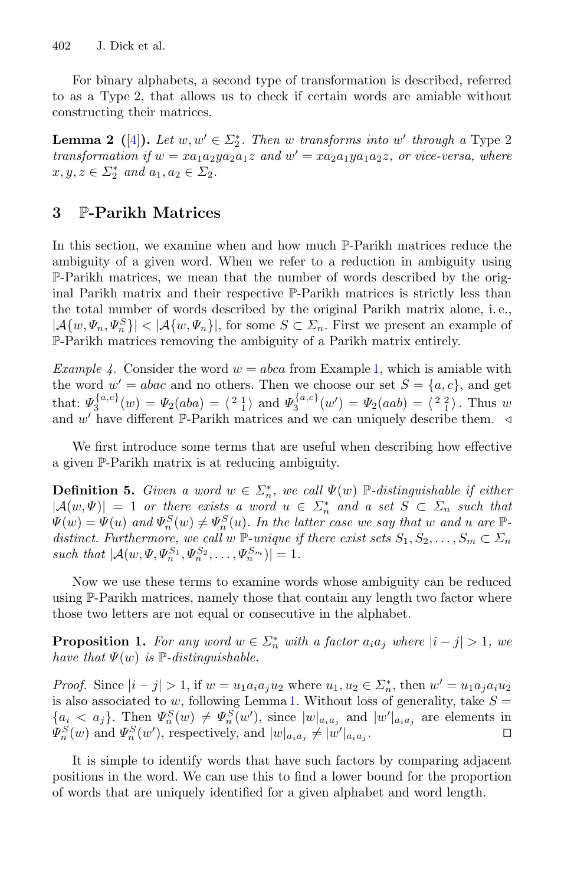For binary alphabets, a second type of transformation is described, referred to as a Type 2, that allows us to check if certain words are amiable without constructing their matrices.

**Lemma 2 ([4]).** *Let $w, w' \in \Sigma_2^*$. Then $w$ transforms into $w'$ through a* Type 2 *transformation if $w = xa_1a_2ya_2a_1z$ and $w' = xa_2a_1ya_1a_2z$, or vice-versa, where $x, y, z \in \Sigma_2^*$ and $a_1, a_2 \in \Sigma_2$.*

## 3 ℙ-Parikh Matrices

In this section, we examine when and how much ℙ-Parikh matrices reduce the ambiguity of a given word. When we refer to a reduction in ambiguity using ℙ-Parikh matrices, we mean that the number of words described by the original Parikh matrix and their respective ℙ-Parikh matrices is strictly less than the total number of words described by the original Parikh matrix alone, i. e., $|\mathcal{A}\{w, \Psi_n, \Psi_n^S\}| < |\mathcal{A}\{w, \Psi_n\}|$, for some $S \subset \Sigma_n$. First we present an example of ℙ-Parikh matrices removing the ambiguity of a Parikh matrix entirely.

*Example 4.* Consider the word $w = abca$ from Example 1, which is amiable with the word $w' = abac$ and no others. Then we choose our set $S = \{a, c\}$, and get that: $\Psi_3^{\{a,c\}}(w) = \Psi_2(aba) = \langle\begin{smallmatrix} 2 & 1 \\ & 1 \end{smallmatrix}\rangle$ and $\Psi_3^{\{a,c\}}(w') = \Psi_2(aab) = \langle\begin{smallmatrix} 2 & 2 \\ & 1 \end{smallmatrix}\rangle$. Thus $w$ and $w'$ have different ℙ-Parikh matrices and we can uniquely describe them. ◁

We first introduce some terms that are useful when describing how effective a given ℙ-Parikh matrix is at reducing ambiguity.

**Definition 5.** *Given a word $w \in \Sigma_n^*$, we call $\Psi(w)$ ℙ-distinguishable if either $|\mathcal{A}(w, \Psi)| = 1$ or there exists a word $u \in \Sigma_n^*$ and a set $S \subset \Sigma_n$ such that $\Psi(w) = \Psi(u)$ and $\Psi_n^S(w) \neq \Psi_n^S(u)$. In the latter case we say that $w$ and $u$ are ℙ-distinct. Furthermore, we call $w$ ℙ-unique if there exist sets $S_1, S_2, \ldots, S_m \subset \Sigma_n$ such that $|\mathcal{A}(w, \Psi, \Psi_n^{S_1}, \Psi_n^{S_2}, \ldots, \Psi_n^{S_m})| = 1$.*

Now we use these terms to examine words whose ambiguity can be reduced using ℙ-Parikh matrices, namely those that contain any length two factor where those two letters are not equal or consecutive in the alphabet.

**Proposition 1.** *For any word $w \in \Sigma_n^*$ with a factor $a_ia_j$ where $|i - j| > 1$, we have that $\Psi(w)$ is ℙ-distinguishable.*

*Proof.* Since $|i - j| > 1$, if $w = u_1a_ia_ju_2$ where $u_1, u_2 \in \Sigma_n^*$, then $w' = u_1a_ja_iu_2$ is also associated to $w$, following Lemma 1. Without loss of generality, take $S = \{a_i < a_j\}$. Then $\Psi_n^S(w) \neq \Psi_n^S(w')$, since $|w|_{a_ia_j}$ and $|w'|_{a_ia_j}$ are elements in $\Psi_n^S(w)$ and $\Psi_n^S(w')$, respectively, and $|w|_{a_ia_j} \neq |w'|_{a_ia_j}$. □

It is simple to identify words that have such factors by comparing adjacent positions in the word. We can use this to find a lower bound for the proportion of words that are uniquely identified for a given alphabet and word length.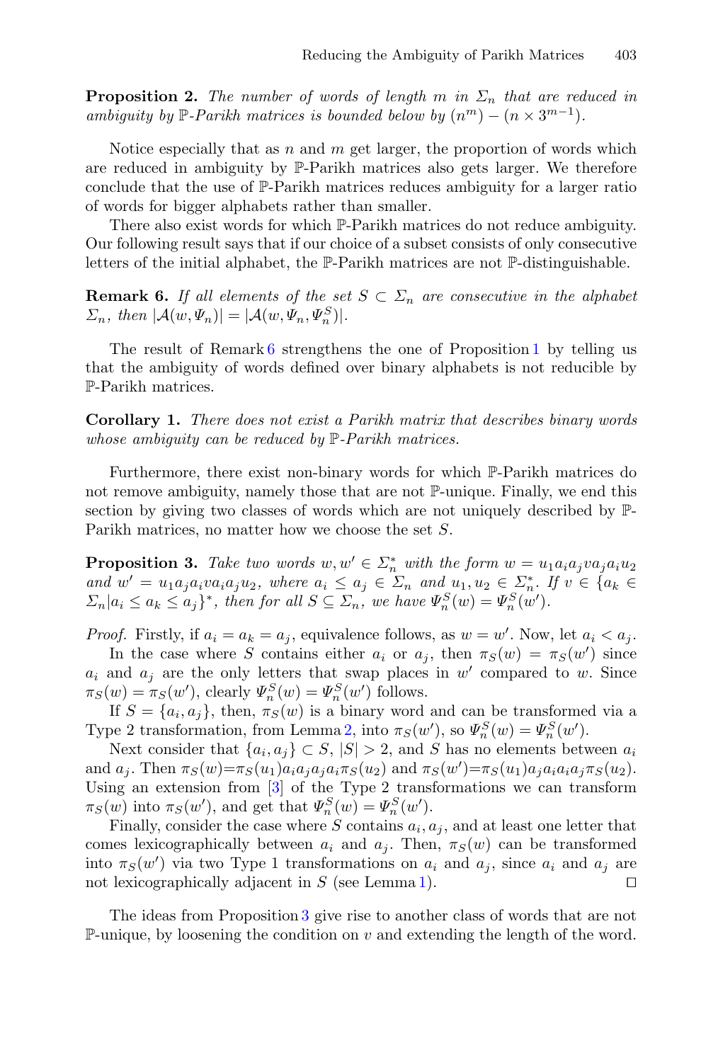**Proposition 2.** *The number of words of length $m$ in $\Sigma_n$ that are reduced in ambiguity by $\mathbb{P}$-Parikh matrices is bounded below by $(n^m) - (n \times 3^{m-1})$.*

Notice especially that as $n$ and $m$ get larger, the proportion of words which are reduced in ambiguity by $\mathbb{P}$-Parikh matrices also gets larger. We therefore conclude that the use of $\mathbb{P}$-Parikh matrices reduces ambiguity for a larger ratio of words for bigger alphabets rather than smaller.

There also exist words for which $\mathbb{P}$-Parikh matrices do not reduce ambiguity. Our following result says that if our choice of a subset consists of only consecutive letters of the initial alphabet, the $\mathbb{P}$-Parikh matrices are not $\mathbb{P}$-distinguishable.

**Remark 6.** *If all elements of the set $S \subset \Sigma_n$ are consecutive in the alphabet $\Sigma_n$, then $|\mathcal{A}(w, \Psi_n)| = |\mathcal{A}(w, \Psi_n, \Psi_n^S)|$.*

The result of Remark 6 strengthens the one of Proposition 1 by telling us that the ambiguity of words defined over binary alphabets is not reducible by $\mathbb{P}$-Parikh matrices.

**Corollary 1.** *There does not exist a Parikh matrix that describes binary words whose ambiguity can be reduced by $\mathbb{P}$-Parikh matrices.*

Furthermore, there exist non-binary words for which $\mathbb{P}$-Parikh matrices do not remove ambiguity, namely those that are not $\mathbb{P}$-unique. Finally, we end this section by giving two classes of words which are not uniquely described by $\mathbb{P}$-Parikh matrices, no matter how we choose the set $S$.

**Proposition 3.** *Take two words $w, w' \in \Sigma_n^*$ with the form $w = u_1 a_i a_j v a_j a_i u_2$ and $w' = u_1 a_j a_i v a_i a_j u_2$, where $a_i \leq a_j \in \Sigma_n$ and $u_1, u_2 \in \Sigma_n^*$. If $v \in \{a_k \in \Sigma_n | a_i \leq a_k \leq a_j\}^*$, then for all $S \subseteq \Sigma_n$, we have $\Psi_n^S(w) = \Psi_n^S(w')$.*

*Proof.* Firstly, if $a_i = a_k = a_j$, equivalence follows, as $w = w'$. Now, let $a_i < a_j$.

In the case where $S$ contains either $a_i$ or $a_j$, then $\pi_S(w) = \pi_S(w')$ since $a_i$ and $a_j$ are the only letters that swap places in $w'$ compared to $w$. Since $\pi_S(w) = \pi_S(w')$, clearly $\Psi_n^S(w) = \Psi_n^S(w')$ follows.

If $S = \{a_i, a_j\}$, then, $\pi_S(w)$ is a binary word and can be transformed via a Type 2 transformation, from Lemma 2, into $\pi_S(w')$, so $\Psi_n^S(w) = \Psi_n^S(w')$.

Next consider that $\{a_i, a_j\} \subset S$, $|S| > 2$, and $S$ has no elements between $a_i$ and $a_j$. Then $\pi_S(w) = \pi_S(u_1) a_i a_j a_j a_i \pi_S(u_2)$ and $\pi_S(w') = \pi_S(u_1) a_j a_i a_i a_j \pi_S(u_2)$. Using an extension from [3] of the Type 2 transformations we can transform $\pi_S(w)$ into $\pi_S(w')$, and get that $\Psi_n^S(w) = \Psi_n^S(w')$.

Finally, consider the case where $S$ contains $a_i, a_j$, and at least one letter that comes lexicographically between $a_i$ and $a_j$. Then, $\pi_S(w)$ can be transformed into $\pi_S(w')$ via two Type 1 transformations on $a_i$ and $a_j$, since $a_i$ and $a_j$ are not lexicographically adjacent in $S$ (see Lemma 1). ◻

The ideas from Proposition 3 give rise to another class of words that are not $\mathbb{P}$-unique, by loosening the condition on $v$ and extending the length of the word.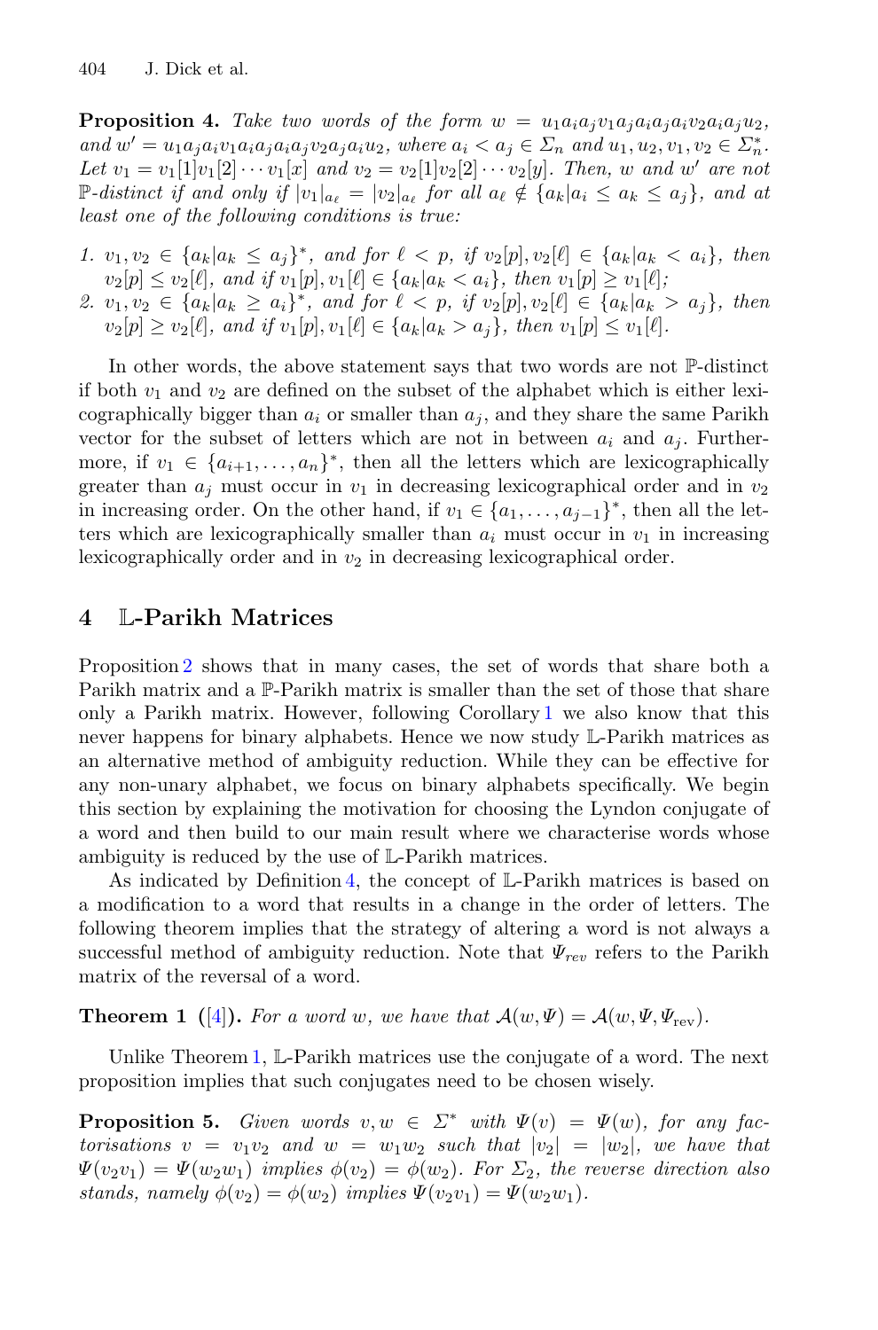**Proposition 4.** *Take two words of the form $w = u_1 a_i a_j v_1 a_j a_i a_i a_j v_2 a_i a_j u_2$, and $w' = u_1 a_j a_i v_1 a_i a_j a_j a_i v_2 a_j a_i u_2$, where $a_i < a_j \in \Sigma_n$ and $u_1, u_2, v_1, v_2 \in \Sigma_n^*$. Let $v_1 = v_1[1]v_1[2] \cdots v_1[x]$ and $v_2 = v_2[1]v_2[2] \cdots v_2[y]$. Then, $w$ and $w'$ are not $\mathbb{P}$-distinct if and only if $|v_1|_{a_\ell} = |v_2|_{a_\ell}$ for all $a_\ell \notin \{a_k | a_i \leq a_k \leq a_j\}$, and at least one of the following conditions is true:*

1. *$v_1, v_2 \in \{a_k | a_k \leq a_j\}^*$, and for $\ell < p$, if $v_2[p], v_2[\ell] \in \{a_k | a_k < a_i\}$, then $v_2[p] \leq v_2[\ell]$, and if $v_1[p], v_1[\ell] \in \{a_k | a_k < a_i\}$, then $v_1[p] \geq v_1[\ell]$;*
2. *$v_1, v_2 \in \{a_k | a_k \geq a_i\}^*$, and for $\ell < p$, if $v_2[p], v_2[\ell] \in \{a_k | a_k > a_j\}$, then $v_2[p] \geq v_2[\ell]$, and if $v_1[p], v_1[\ell] \in \{a_k | a_k > a_j\}$, then $v_1[p] \leq v_1[\ell]$.*

In other words, the above statement says that two words are not $\mathbb{P}$-distinct if both $v_1$ and $v_2$ are defined on the subset of the alphabet which is either lexicographically bigger than $a_i$ or smaller than $a_j$, and they share the same Parikh vector for the subset of letters which are not in between $a_i$ and $a_j$. Furthermore, if $v_1 \in \{a_{i+1}, \ldots, a_n\}^*$, then all the letters which are lexicographically greater than $a_j$ must occur in $v_1$ in decreasing lexicographical order and in $v_2$ in increasing order. On the other hand, if $v_1 \in \{a_1, \ldots, a_{j-1}\}^*$, then all the letters which are lexicographically smaller than $a_i$ must occur in $v_1$ in increasing lexicographically order and in $v_2$ in decreasing lexicographical order.

## 4 $\mathbb{L}$-Parikh Matrices

Proposition 2 shows that in many cases, the set of words that share both a Parikh matrix and a $\mathbb{P}$-Parikh matrix is smaller than the set of those that share only a Parikh matrix. However, following Corollary 1 we also know that this never happens for binary alphabets. Hence we now study $\mathbb{L}$-Parikh matrices as an alternative method of ambiguity reduction. While they can be effective for any non-unary alphabet, we focus on binary alphabets specifically. We begin this section by explaining the motivation for choosing the Lyndon conjugate of a word and then build to our main result where we characterise words whose ambiguity is reduced by the use of $\mathbb{L}$-Parikh matrices.

As indicated by Definition 4, the concept of $\mathbb{L}$-Parikh matrices is based on a modification to a word that results in a change in the order of letters. The following theorem implies that the strategy of altering a word is not always a successful method of ambiguity reduction. Note that $\Psi_{rev}$ refers to the Parikh matrix of the reversal of a word.

**Theorem 1** ([4]). *For a word $w$, we have that $\mathcal{A}(w, \Psi) = \mathcal{A}(w, \Psi, \Psi_{\text{rev}})$.*

Unlike Theorem 1, $\mathbb{L}$-Parikh matrices use the conjugate of a word. The next proposition implies that such conjugates need to be chosen wisely.

**Proposition 5.** *Given words $v, w \in \Sigma^*$ with $\Psi(v) = \Psi(w)$, for any factorisations $v = v_1 v_2$ and $w = w_1 w_2$ such that $|v_2| = |w_2|$, we have that $\Psi(v_2 v_1) = \Psi(w_2 w_1)$ implies $\phi(v_2) = \phi(w_2)$. For $\Sigma_2$, the reverse direction also stands, namely $\phi(v_2) = \phi(w_2)$ implies $\Psi(v_2 v_1) = \Psi(w_2 w_1)$.*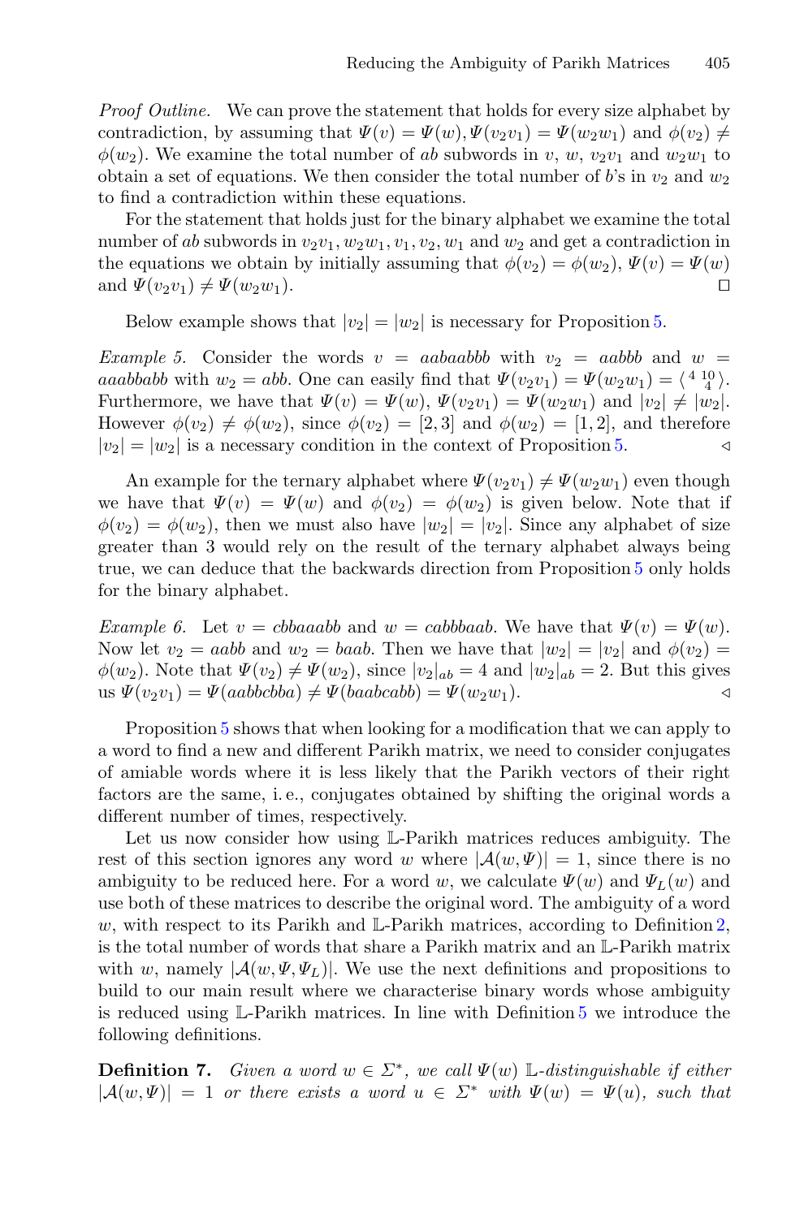*Proof Outline.* We can prove the statement that holds for every size alphabet by contradiction, by assuming that $\Psi(v) = \Psi(w), \Psi(v_2v_1) = \Psi(w_2w_1)$ and $\phi(v_2) \neq \phi(w_2)$. We examine the total number of $ab$ subwords in $v$, $w$, $v_2v_1$ and $w_2w_1$ to obtain a set of equations. We then consider the total number of $b$'s in $v_2$ and $w_2$ to find a contradiction within these equations.

For the statement that holds just for the binary alphabet we examine the total number of $ab$ subwords in $v_2v_1, w_2w_1, v_1, v_2, w_1$ and $w_2$ and get a contradiction in the equations we obtain by initially assuming that $\phi(v_2) = \phi(w_2)$, $\Psi(v) = \Psi(w)$ and $\Psi(v_2v_1) \neq \Psi(w_2w_1)$. □

Below example shows that $|v_2| = |w_2|$ is necessary for Proposition 5.

*Example 5.* Consider the words $v = aabaabbb$ with $v_2 = aabbb$ and $w = aaabbabb$ with $w_2 = abb$. One can easily find that $\Psi(v_2v_1) = \Psi(w_2w_1) = \langle {}^{4}\,{}^{10}_{4} \rangle$. Furthermore, we have that $\Psi(v) = \Psi(w)$, $\Psi(v_2v_1) = \Psi(w_2w_1)$ and $|v_2| \neq |w_2|$. However $\phi(v_2) \neq \phi(w_2)$, since $\phi(v_2) = [2, 3]$ and $\phi(w_2) = [1, 2]$, and therefore $|v_2| = |w_2|$ is a necessary condition in the context of Proposition 5. ◁

An example for the ternary alphabet where $\Psi(v_2v_1) \neq \Psi(w_2w_1)$ even though we have that $\Psi(v) = \Psi(w)$ and $\phi(v_2) = \phi(w_2)$ is given below. Note that if $\phi(v_2) = \phi(w_2)$, then we must also have $|w_2| = |v_2|$. Since any alphabet of size greater than 3 would rely on the result of the ternary alphabet always being true, we can deduce that the backwards direction from Proposition 5 only holds for the binary alphabet.

*Example 6.* Let $v = cbbaaabb$ and $w = cabbbaab$. We have that $\Psi(v) = \Psi(w)$. Now let $v_2 = aabb$ and $w_2 = baab$. Then we have that $|w_2| = |v_2|$ and $\phi(v_2) = \phi(w_2)$. Note that $\Psi(v_2) \neq \Psi(w_2)$, since $|v_2|_{ab} = 4$ and $|w_2|_{ab} = 2$. But this gives us $\Psi(v_2v_1) = \Psi(aabbcbba) \neq \Psi(baabcabb) = \Psi(w_2w_1)$. ◁

Proposition 5 shows that when looking for a modification that we can apply to a word to find a new and different Parikh matrix, we need to consider conjugates of amiable words where it is less likely that the Parikh vectors of their right factors are the same, i.e., conjugates obtained by shifting the original words a different number of times, respectively.

Let us now consider how using $\mathbb{L}$-Parikh matrices reduces ambiguity. The rest of this section ignores any word $w$ where $|\mathcal{A}(w, \Psi)| = 1$, since there is no ambiguity to be reduced here. For a word $w$, we calculate $\Psi(w)$ and $\Psi_L(w)$ and use both of these matrices to describe the original word. The ambiguity of a word $w$, with respect to its Parikh and $\mathbb{L}$-Parikh matrices, according to Definition 2, is the total number of words that share a Parikh matrix and an $\mathbb{L}$-Parikh matrix with $w$, namely $|\mathcal{A}(w, \Psi, \Psi_L)|$. We use the next definitions and propositions to build to our main result where we characterise binary words whose ambiguity is reduced using $\mathbb{L}$-Parikh matrices. In line with Definition 5 we introduce the following definitions.

**Definition 7.** *Given a word $w \in \Sigma^*$, we call $\Psi(w)$ $\mathbb{L}$-distinguishable if either $|\mathcal{A}(w, \Psi)| = 1$ or there exists a word $u \in \Sigma^*$ with $\Psi(w) = \Psi(u)$, such that*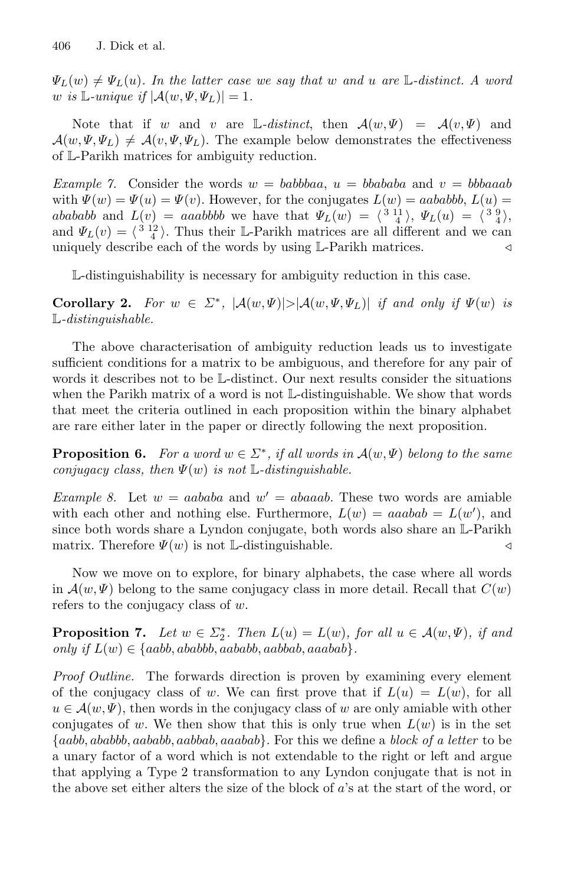$\Psi_L(w) \neq \Psi_L(u)$. *In the latter case we say that $w$ and $u$ are $\mathbb{L}$-distinct. A word $w$ is $\mathbb{L}$-unique if $|\mathcal{A}(w, \Psi, \Psi_L)| = 1$.*

Note that if $w$ and $v$ are $\mathbb{L}$-*distinct*, then $\mathcal{A}(w, \Psi) = \mathcal{A}(v, \Psi)$ and $\mathcal{A}(w, \Psi, \Psi_L) \neq \mathcal{A}(v, \Psi, \Psi_L)$. The example below demonstrates the effectiveness of $\mathbb{L}$-Parikh matrices for ambiguity reduction.

*Example 7.* Consider the words $w = babbbaa$, $u = bbababa$ and $v = bbbaaab$ with $\Psi(w) = \Psi(u) = \Psi(v)$. However, for the conjugates $L(w) = aababbb$, $L(u) = abababb$ and $L(v) = aaabbbb$ we have that $\Psi_L(w) = \langle {}^{3}\,{}^{11}_{4} \rangle$, $\Psi_L(u) = \langle {}^{3}\,{}^{9}_{4} \rangle$, and $\Psi_L(v) = \langle {}^{3}\,{}^{12}_{4} \rangle$. Thus their $\mathbb{L}$-Parikh matrices are all different and we can uniquely describe each of the words by using $\mathbb{L}$-Parikh matrices. ◁

$\mathbb{L}$-distinguishability is necessary for ambiguity reduction in this case.

**Corollary 2.** *For $w \in \Sigma^*$, $|\mathcal{A}(w, \Psi)| > |\mathcal{A}(w, \Psi, \Psi_L)|$ if and only if $\Psi(w)$ is $\mathbb{L}$-distinguishable.*

The above characterisation of ambiguity reduction leads us to investigate sufficient conditions for a matrix to be ambiguous, and therefore for any pair of words it describes not to be $\mathbb{L}$-distinct. Our next results consider the situations when the Parikh matrix of a word is not $\mathbb{L}$-distinguishable. We show that words that meet the criteria outlined in each proposition within the binary alphabet are rare either later in the paper or directly following the next proposition.

**Proposition 6.** *For a word $w \in \Sigma^*$, if all words in $\mathcal{A}(w, \Psi)$ belong to the same conjugacy class, then $\Psi(w)$ is not $\mathbb{L}$-distinguishable.*

*Example 8.* Let $w = aababa$ and $w' = abaaab$. These two words are amiable with each other and nothing else. Furthermore, $L(w) = aaabab = L(w')$, and since both words share a Lyndon conjugate, both words also share an $\mathbb{L}$-Parikh matrix. Therefore $\Psi(w)$ is not $\mathbb{L}$-distinguishable. ◁

Now we move on to explore, for binary alphabets, the case where all words in $\mathcal{A}(w, \Psi)$ belong to the same conjugacy class in more detail. Recall that $C(w)$ refers to the conjugacy class of $w$.

**Proposition 7.** *Let $w \in \Sigma_2^*$. Then $L(u) = L(w)$, for all $u \in \mathcal{A}(w, \Psi)$, if and only if $L(w) \in \{aabb, ababbb, aababb, aabbab, aaabab\}$.*

*Proof Outline.* The forwards direction is proven by examining every element of the conjugacy class of $w$. We can first prove that if $L(u) = L(w)$, for all $u \in \mathcal{A}(w, \Psi)$, then words in the conjugacy class of $w$ are only amiable with other conjugates of $w$. We then show that this is only true when $L(w)$ is in the set $\{aabb, ababbb, aababb, aabbab, aaabab\}$. For this we define a *block of a letter* to be a unary factor of a word which is not extendable to the right or left and argue that applying a Type 2 transformation to any Lyndon conjugate that is not in the above set either alters the size of the block of $a$'s at the start of the word, or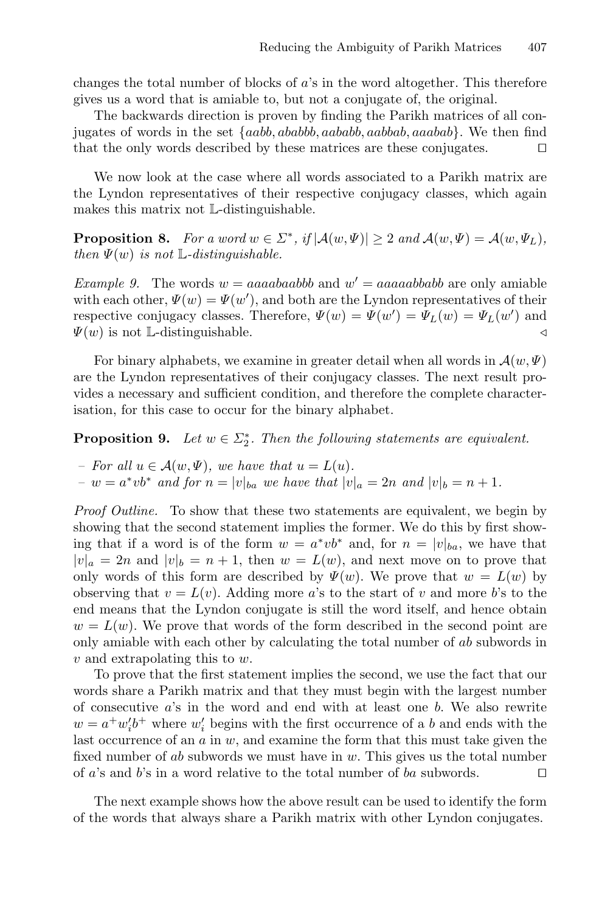changes the total number of blocks of $a$'s in the word altogether. This therefore gives us a word that is amiable to, but not a conjugate of, the original.

The backwards direction is proven by finding the Parikh matrices of all conjugates of words in the set $\{aabb, ababbb, aababb, aabbab, aaabab\}$. We then find that the only words described by these matrices are these conjugates. $\square$

We now look at the case where all words associated to a Parikh matrix are the Lyndon representatives of their respective conjugacy classes, which again makes this matrix not $\mathbb{L}$-distinguishable.

**Proposition 8.** *For a word $w \in \Sigma^*$, if $|\mathcal{A}(w, \Psi)| \geq 2$ and $\mathcal{A}(w, \Psi) = \mathcal{A}(w, \Psi_L)$, then $\Psi(w)$ is not $\mathbb{L}$-distinguishable.*

*Example 9.* The words $w = aaaabaabbb$ and $w' = aaaaabbabb$ are only amiable with each other, $\Psi(w) = \Psi(w')$, and both are the Lyndon representatives of their respective conjugacy classes. Therefore, $\Psi(w) = \Psi(w') = \Psi_L(w) = \Psi_L(w')$ and $\Psi(w)$ is not $\mathbb{L}$-distinguishable. $\triangleleft$

For binary alphabets, we examine in greater detail when all words in $\mathcal{A}(w, \Psi)$ are the Lyndon representatives of their conjugacy classes. The next result provides a necessary and sufficient condition, and therefore the complete characterisation, for this case to occur for the binary alphabet.

**Proposition 9.** *Let $w \in \Sigma_2^*$. Then the following statements are equivalent.*

- *For all $u \in \mathcal{A}(w, \Psi)$, we have that $u = L(u)$.*
- *$w = a^*vb^*$ and for $n = |v|_{ba}$ we have that $|v|_a = 2n$ and $|v|_b = n + 1$.*

*Proof Outline.* To show that these two statements are equivalent, we begin by showing that the second statement implies the former. We do this by first showing that if a word is of the form $w = a^*vb^*$ and, for $n = |v|_{ba}$, we have that $|v|_a = 2n$ and $|v|_b = n + 1$, then $w = L(w)$, and next move on to prove that only words of this form are described by $\Psi(w)$. We prove that $w = L(w)$ by observing that $v = L(v)$. Adding more $a$'s to the start of $v$ and more $b$'s to the end means that the Lyndon conjugate is still the word itself, and hence obtain $w = L(w)$. We prove that words of the form described in the second point are only amiable with each other by calculating the total number of $ab$ subwords in $v$ and extrapolating this to $w$.

To prove that the first statement implies the second, we use the fact that our words share a Parikh matrix and that they must begin with the largest number of consecutive $a$'s in the word and end with at least one $b$. We also rewrite $w = a^+w_i'b^+$ where $w_i'$ begins with the first occurrence of a $b$ and ends with the last occurrence of an $a$ in $w$, and examine the form that this must take given the fixed number of $ab$ subwords we must have in $w$. This gives us the total number of $a$'s and $b$'s in a word relative to the total number of $ba$ subwords. $\square$

The next example shows how the above result can be used to identify the form of the words that always share a Parikh matrix with other Lyndon conjugates.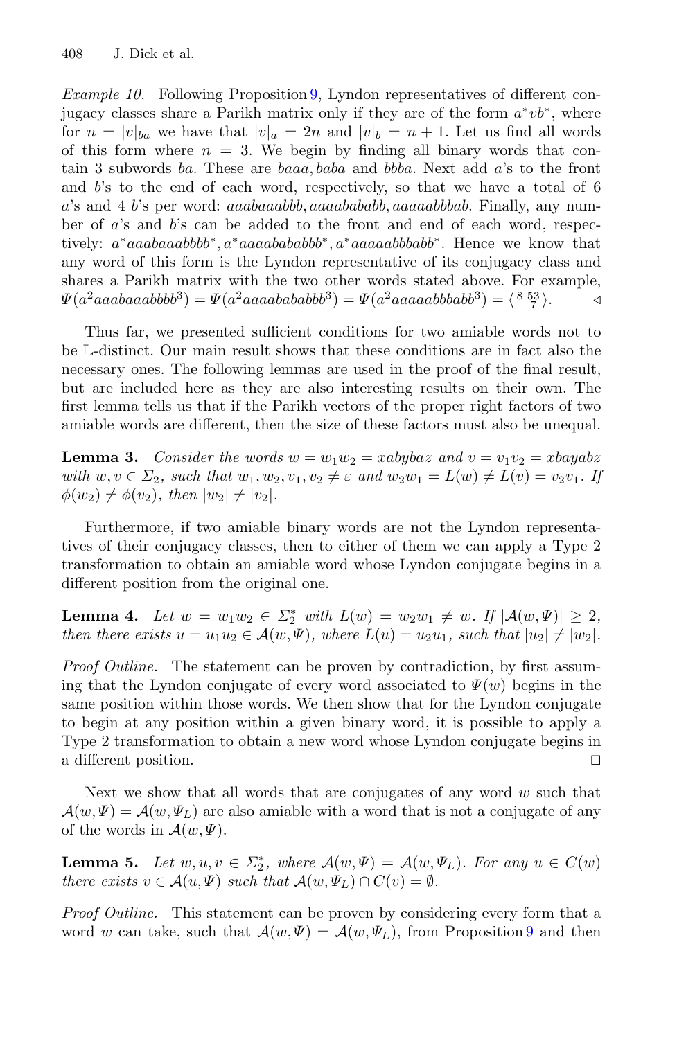*Example 10.* Following Proposition 9, Lyndon representatives of different conjugacy classes share a Parikh matrix only if they are of the form $a^*vb^*$, where for $n = |v|_{ba}$ we have that $|v|_a = 2n$ and $|v|_b = n + 1$. Let us find all words of this form where $n = 3$. We begin by finding all binary words that contain 3 subwords $ba$. These are $baaa, baba$ and $bbba$. Next add $a$'s to the front and $b$'s to the end of each word, respectively, so that we have a total of 6 $a$'s and 4 $b$'s per word: $aaabaaabbb, aaaababab b, aaaaabbbab$. Finally, any number of $a$'s and $b$'s can be added to the front and end of each word, respectively: $a^*aaabaaabbbb^*, a^*aaaabababbb^*, a^*aaaaabbbabb^*$. Hence we know that any word of this form is the Lyndon representative of its conjugacy class and shares a Parikh matrix with the two other words stated above. For example, $\Psi(a^2aaabaaabbbb^3) = \Psi(a^2aaaabababbb^3) = \Psi(a^2aaaaabbbabb^3) = \langle\, {}^{8}\, {}^{53}_{7} \rangle$. $\triangleleft$

Thus far, we presented sufficient conditions for two amiable words not to be $\mathbb{L}$-distinct. Our main result shows that these conditions are in fact also the necessary ones. The following lemmas are used in the proof of the final result, but are included here as they are also interesting results on their own. The first lemma tells us that if the Parikh vectors of the proper right factors of two amiable words are different, then the size of these factors must also be unequal.

**Lemma 3.** *Consider the words $w = w_1w_2 = xabybaz$ and $v = v_1v_2 = xbayabz$ with $w, v \in \Sigma_2$, such that $w_1, w_2, v_1, v_2 \neq \varepsilon$ and $w_2w_1 = L(w) \neq L(v) = v_2v_1$. If $\phi(w_2) \neq \phi(v_2)$, then $|w_2| \neq |v_2|$.*

Furthermore, if two amiable binary words are not the Lyndon representatives of their conjugacy classes, then to either of them we can apply a Type 2 transformation to obtain an amiable word whose Lyndon conjugate begins in a different position from the original one.

**Lemma 4.** *Let $w = w_1w_2 \in \Sigma_2^*$ with $L(w) = w_2w_1 \neq w$. If $|\mathcal{A}(w, \Psi)| \geq 2$, then there exists $u = u_1u_2 \in \mathcal{A}(w, \Psi)$, where $L(u) = u_2u_1$, such that $|u_2| \neq |w_2|$.*

*Proof Outline.* The statement can be proven by contradiction, by first assuming that the Lyndon conjugate of every word associated to $\Psi(w)$ begins in the same position within those words. We then show that for the Lyndon conjugate to begin at any position within a given binary word, it is possible to apply a Type 2 transformation to obtain a new word whose Lyndon conjugate begins in a different position. $\square$

Next we show that all words that are conjugates of any word $w$ such that $\mathcal{A}(w, \Psi) = \mathcal{A}(w, \Psi_L)$ are also amiable with a word that is not a conjugate of any of the words in $\mathcal{A}(w, \Psi)$.

**Lemma 5.** *Let $w, u, v \in \Sigma_2^*$, where $\mathcal{A}(w, \Psi) = \mathcal{A}(w, \Psi_L)$. For any $u \in C(w)$ there exists $v \in \mathcal{A}(u, \Psi)$ such that $\mathcal{A}(w, \Psi_L) \cap C(v) = \emptyset$.*

*Proof Outline.* This statement can be proven by considering every form that a word $w$ can take, such that $\mathcal{A}(w, \Psi) = \mathcal{A}(w, \Psi_L)$, from Proposition 9 and then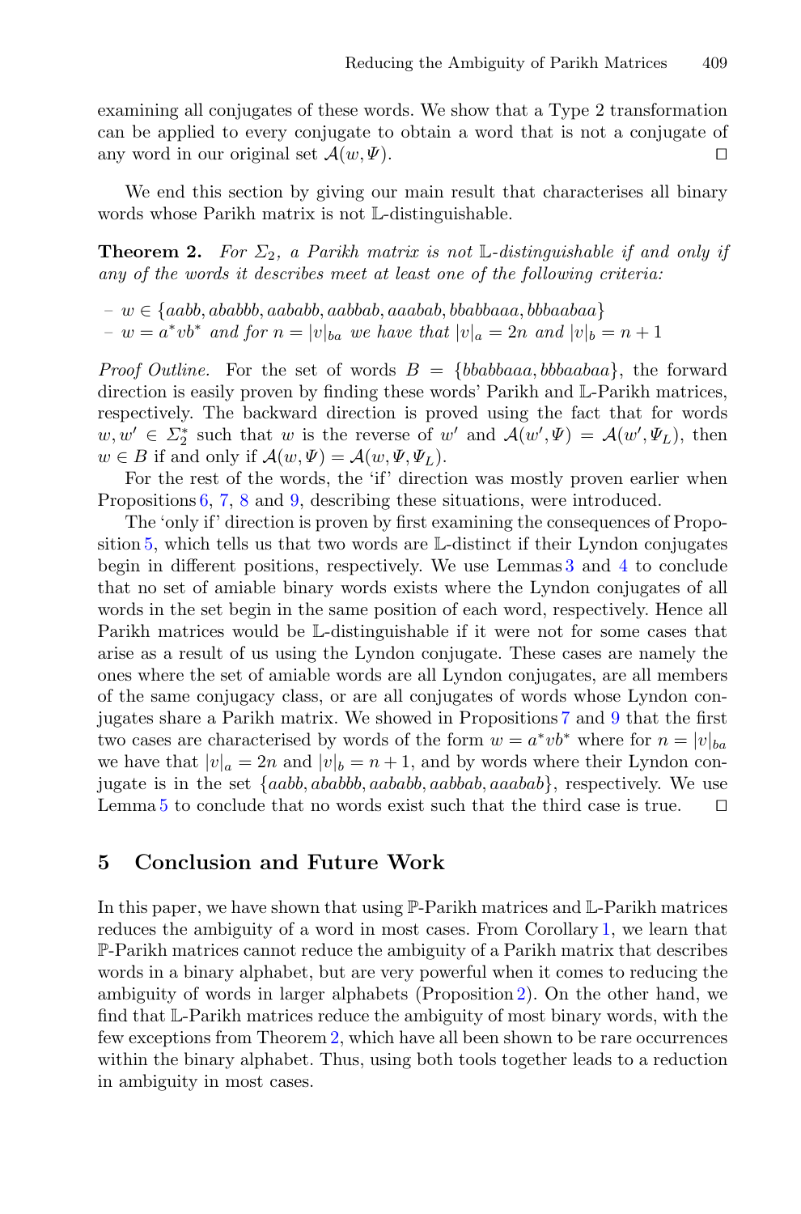examining all conjugates of these words. We show that a Type 2 transformation can be applied to every conjugate to obtain a word that is not a conjugate of any word in our original set $\mathcal{A}(w, \Psi)$. ◻

We end this section by giving our main result that characterises all binary words whose Parikh matrix is not $\mathbb{L}$-distinguishable.

**Theorem 2.** *For $\Sigma_2$, a Parikh matrix is not $\mathbb{L}$-distinguishable if and only if any of the words it describes meet at least one of the following criteria:*

- $w \in \{aabb, ababbb, aababb, aabbab, aaabab, bbabbaaa, bbbaabaa\}$
- $w = a^*vb^*$ *and for* $n = |v|_{ba}$ *we have that* $|v|_a = 2n$ *and* $|v|_b = n + 1$

*Proof Outline.* For the set of words $B = \{bbabbaaa, bbbaabaa\}$, the forward direction is easily proven by finding these words' Parikh and $\mathbb{L}$-Parikh matrices, respectively. The backward direction is proved using the fact that for words $w, w' \in \Sigma_2^*$ such that $w$ is the reverse of $w'$ and $\mathcal{A}(w', \Psi) = \mathcal{A}(w', \Psi_L)$, then $w \in B$ if and only if $\mathcal{A}(w, \Psi) = \mathcal{A}(w, \Psi, \Psi_L)$.

For the rest of the words, the 'if' direction was mostly proven earlier when Propositions 6, 7, 8 and 9, describing these situations, were introduced.

The 'only if' direction is proven by first examining the consequences of Proposition 5, which tells us that two words are $\mathbb{L}$-distinct if their Lyndon conjugates begin in different positions, respectively. We use Lemmas 3 and 4 to conclude that no set of amiable binary words exists where the Lyndon conjugates of all words in the set begin in the same position of each word, respectively. Hence all Parikh matrices would be $\mathbb{L}$-distinguishable if it were not for some cases that arise as a result of us using the Lyndon conjugate. These cases are namely the ones where the set of amiable words are all Lyndon conjugates, are all members of the same conjugacy class, or are all conjugates of words whose Lyndon conjugates share a Parikh matrix. We showed in Propositions 7 and 9 that the first two cases are characterised by words of the form $w = a^*vb^*$ where for $n = |v|_{ba}$ we have that $|v|_a = 2n$ and $|v|_b = n + 1$, and by words where their Lyndon conjugate is in the set $\{aabb, ababbb, aababb, aabbab, aaabab\}$, respectively. We use Lemma 5 to conclude that no words exist such that the third case is true. ◻

## 5 Conclusion and Future Work

In this paper, we have shown that using $\mathbb{P}$-Parikh matrices and $\mathbb{L}$-Parikh matrices reduces the ambiguity of a word in most cases. From Corollary 1, we learn that $\mathbb{P}$-Parikh matrices cannot reduce the ambiguity of a Parikh matrix that describes words in a binary alphabet, but are very powerful when it comes to reducing the ambiguity of words in larger alphabets (Proposition 2). On the other hand, we find that $\mathbb{L}$-Parikh matrices reduce the ambiguity of most binary words, with the few exceptions from Theorem 2, which have all been shown to be rare occurrences within the binary alphabet. Thus, using both tools together leads to a reduction in ambiguity in most cases.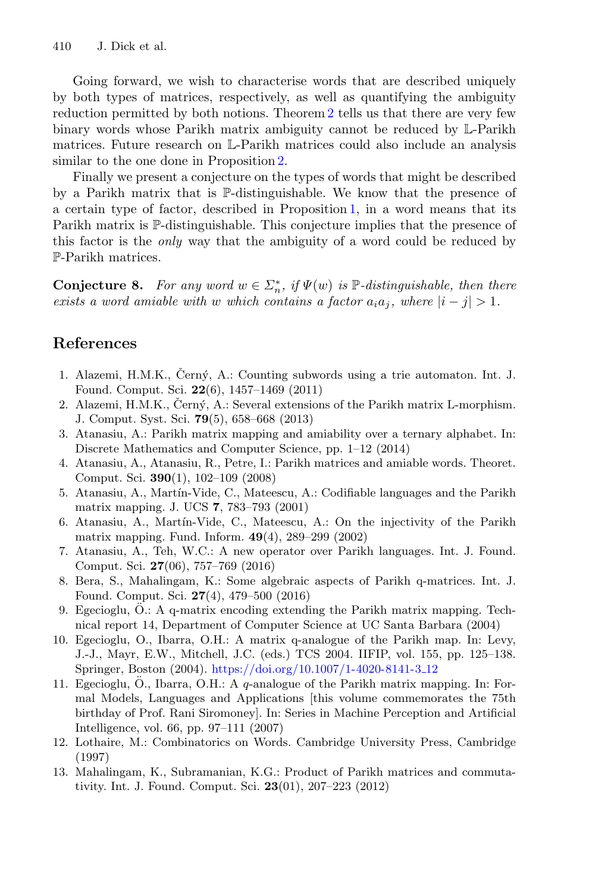Going forward, we wish to characterise words that are described uniquely by both types of matrices, respectively, as well as quantifying the ambiguity reduction permitted by both notions. Theorem 2 tells us that there are very few binary words whose Parikh matrix ambiguity cannot be reduced by $\mathbb{L}$-Parikh matrices. Future research on $\mathbb{L}$-Parikh matrices could also include an analysis similar to the one done in Proposition 2.

Finally we present a conjecture on the types of words that might be described by a Parikh matrix that is $\mathbb{P}$-distinguishable. We know that the presence of a certain type of factor, described in Proposition 1, in a word means that its Parikh matrix is $\mathbb{P}$-distinguishable. This conjecture implies that the presence of this factor is the *only* way that the ambiguity of a word could be reduced by $\mathbb{P}$-Parikh matrices.

**Conjecture 8.** *For any word $w \in \Sigma_n^*$, if $\Psi(w)$ is $\mathbb{P}$-distinguishable, then there exists a word amiable with $w$ which contains a factor $a_i a_j$, where $|i - j| > 1$.*

## References

1. Alazemi, H.M.K., Černý, A.: Counting subwords using a trie automaton. Int. J. Found. Comput. Sci. **22**(6), 1457–1469 (2011)
2. Alazemi, H.M.K., Černý, A.: Several extensions of the Parikh matrix L-morphism. J. Comput. Syst. Sci. **79**(5), 658–668 (2013)
3. Atanasiu, A.: Parikh matrix mapping and amiability over a ternary alphabet. In: Discrete Mathematics and Computer Science, pp. 1–12 (2014)
4. Atanasiu, A., Atanasiu, R., Petre, I.: Parikh matrices and amiable words. Theoret. Comput. Sci. **390**(1), 102–109 (2008)
5. Atanasiu, A., Martín-Vide, C., Mateescu, A.: Codifiable languages and the Parikh matrix mapping. J. UCS **7**, 783–793 (2001)
6. Atanasiu, A., Martín-Vide, C., Mateescu, A.: On the injectivity of the Parikh matrix mapping. Fund. Inform. **49**(4), 289–299 (2002)
7. Atanasiu, A., Teh, W.C.: A new operator over Parikh languages. Int. J. Found. Comput. Sci. **27**(06), 757–769 (2016)
8. Bera, S., Mahalingam, K.: Some algebraic aspects of Parikh q-matrices. Int. J. Found. Comput. Sci. **27**(4), 479–500 (2016)
9. Egecioglu, Ö.: A q-matrix encoding extending the Parikh matrix mapping. Technical report 14, Department of Computer Science at UC Santa Barbara (2004)
10. Egecioglu, O., Ibarra, O.H.: A matrix q-analogue of the Parikh map. In: Levy, J.-J., Mayr, E.W., Mitchell, J.C. (eds.) TCS 2004. IIFIP, vol. 155, pp. 125–138. Springer, Boston (2004). https://doi.org/10.1007/1-4020-8141-3_12
11. Egecioglu, Ö., Ibarra, O.H.: A $q$-analogue of the Parikh matrix mapping. In: Formal Models, Languages and Applications [this volume commemorates the 75th birthday of Prof. Rani Siromoney]. In: Series in Machine Perception and Artificial Intelligence, vol. 66, pp. 97–111 (2007)
12. Lothaire, M.: Combinatorics on Words. Cambridge University Press, Cambridge (1997)
13. Mahalingam, K., Subramanian, K.G.: Product of Parikh matrices and commutativity. Int. J. Found. Comput. Sci. **23**(01), 207–223 (2012)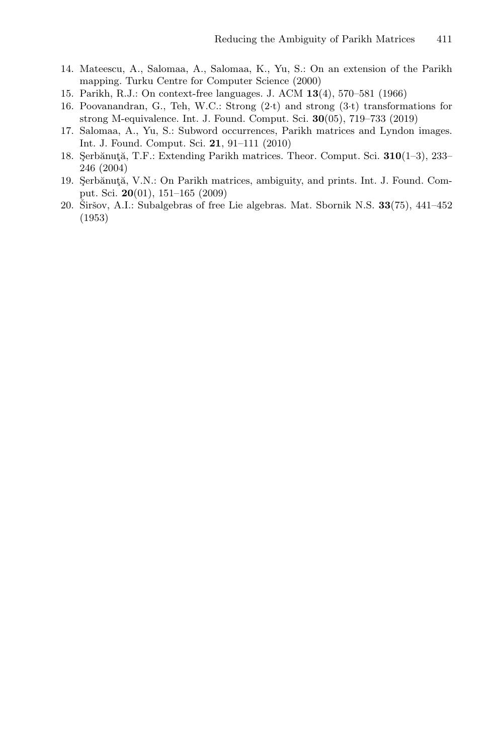14. Mateescu, A., Salomaa, A., Salomaa, K., Yu, S.: On an extension of the Parikh mapping. Turku Centre for Computer Science (2000)
15. Parikh, R.J.: On context-free languages. J. ACM **13**(4), 570–581 (1966)
16. Poovanandran, G., Teh, W.C.: Strong (2·t) and strong (3·t) transformations for strong M-equivalence. Int. J. Found. Comput. Sci. **30**(05), 719–733 (2019)
17. Salomaa, A., Yu, S.: Subword occurrences, Parikh matrices and Lyndon images. Int. J. Found. Comput. Sci. **21**, 91–111 (2010)
18. Şerbănuţă, T.F.: Extending Parikh matrices. Theor. Comput. Sci. **310**(1–3), 233–246 (2004)
19. Şerbănuţă, V.N.: On Parikh matrices, ambiguity, and prints. Int. J. Found. Comput. Sci. **20**(01), 151–165 (2009)
20. Širšov, A.I.: Subalgebras of free Lie algebras. Mat. Sbornik N.S. **33**(75), 441–452 (1953)